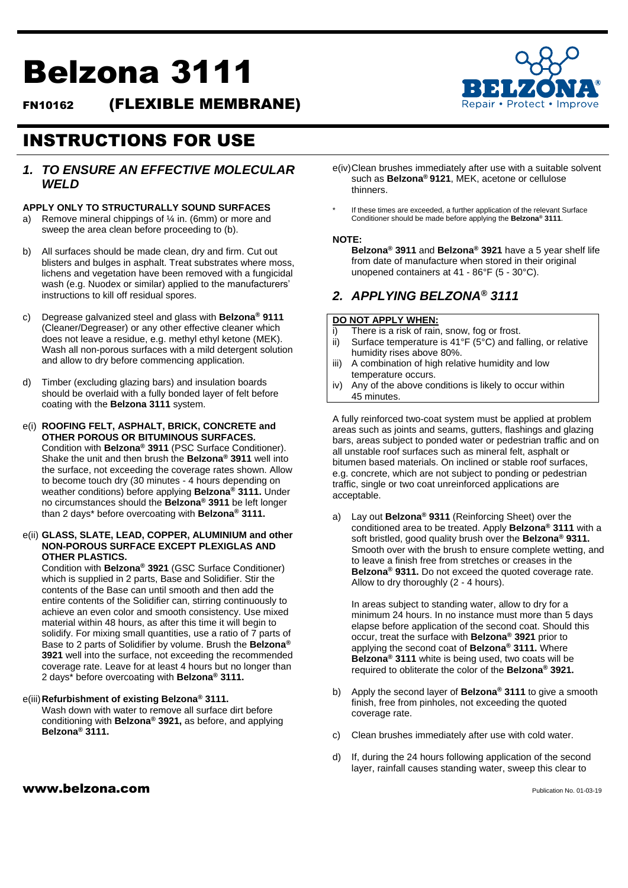# Belzona 3111

**FN10162 (FLEXIBLE MEMBRANE)**

## INSTRUCTIONS FOR USE

### *1. TO ENSURE AN EFFECTIVE MOLECULAR WELD*

**APPLY ONLY TO STRUCTURALLY SOUND SURFACES**

a) Remove mineral chippings of ¼ in. (6mm) or more and sweep the area clean before proceeding to (b).

b) All surfaces should be made clean, dry and firm. Cut out blisters and bulges in asphalt. Treat substrates where moss, lichens and vegetation have been removed with a fungicidal wash (e.g. Nuodex or similar) applied to the manufacturers' instructions to kill off residual spores.

c) Degrease galvanized steel and glass with **Belzona® 9111** (Cleaner/Degreaser) or any other effective cleaner which does not leave a residue, e.g. methyl ethyl ketone (MEK). Wash all non-porous surfaces with a mild detergent solution and allow to dry before commencing application.

d) Timber (excluding glazing bars) and insulation boards should be overlaid with a fully bonded layer of felt before coating with the **Belzona 3111** system.

e(i) **ROOFING FELT, ASPHALT, BRICK, CONCRETE and OTHER POROUS OR BITUMINOUS SURFACES.**
Condition with **Belzona® 3911** (PSC Surface Conditioner). Shake the unit and then brush the **Belzona® 3911** well into the surface, not exceeding the coverage rates shown. Allow to become touch dry (30 minutes - 4 hours depending on weather conditions) before applying **Belzona® 3111.** Under no circumstances should the **Belzona® 3911** be left longer than 2 days* before overcoating with **Belzona® 3111.**

e(ii) **GLASS, SLATE, LEAD, COPPER, ALUMINIUM and other NON-POROUS SURFACE EXCEPT PLEXIGLAS AND OTHER PLASTICS.**
Condition with **Belzona® 3921** (GSC Surface Conditioner) which is supplied in 2 parts, Base and Solidifier. Stir the contents of the Base can until smooth and then add the entire contents of the Solidifier can, stirring continuously to achieve an even color and smooth consistency. Use mixed material within 48 hours, as after this time it will begin to solidify. For mixing small quantities, use a ratio of 7 parts of Base to 2 parts of Solidifier by volume. Brush the **Belzona® 3921** well into the surface, not exceeding the recommended coverage rate. Leave for at least 4 hours but no longer than 2 days* before overcoating with **Belzona® 3111.**

e(iii) **Refurbishment of existing Belzona® 3111.**
Wash down with water to remove all surface dirt before conditioning with **Belzona® 3921,** as before, and applying **Belzona® 3111.**

e(iv) Clean brushes immediately after use with a suitable solvent such as **Belzona® 9121**, MEK, acetone or cellulose thinners.

\* If these times are exceeded, a further application of the relevant Surface Conditioner should be made before applying the **Belzona® 3111**.

**NOTE:**
**Belzona® 3911** and **Belzona® 3921** have a 5 year shelf life from date of manufacture when stored in their original unopened containers at 41 - 86°F (5 - 30°C).

### *2. APPLYING BELZONA® 3111*

**DO NOT APPLY WHEN:**

i) There is a risk of rain, snow, fog or frost.
ii) Surface temperature is 41°F (5°C) and falling, or relative humidity rises above 80%.
iii) A combination of high relative humidity and low temperature occurs.
iv) Any of the above conditions is likely to occur within 45 minutes.

A fully reinforced two-coat system must be applied at problem areas such as joints and seams, gutters, flashings and glazing bars, areas subject to ponded water or pedestrian traffic and on all unstable roof surfaces such as mineral felt, asphalt or bitumen based materials. On inclined or stable roof surfaces, e.g. concrete, which are not subject to ponding or pedestrian traffic, single or two coat unreinforced applications are acceptable.

a) Lay out **Belzona® 9311** (Reinforcing Sheet) over the conditioned area to be treated. Apply **Belzona® 3111** with a soft bristled, good quality brush over the **Belzona® 9311.** Smooth over with the brush to ensure complete wetting, and to leave a finish free from stretches or creases in the **Belzona® 9311.** Do not exceed the quoted coverage rate. Allow to dry thoroughly (2 - 4 hours).

In areas subject to standing water, allow to dry for a minimum 24 hours. In no instance must more than 5 days elapse before application of the second coat. Should this occur, treat the surface with **Belzona® 3921** prior to applying the second coat of **Belzona® 3111.** Where **Belzona® 3111** white is being used, two coats will be required to obliterate the color of the **Belzona® 3921.**

b) Apply the second layer of **Belzona® 3111** to give a smooth finish, free from pinholes, not exceeding the quoted coverage rate.

c) Clean brushes immediately after use with cold water.

d) If, during the 24 hours following application of the second layer, rainfall causes standing water, sweep this clear to

**www.belzona.com**

Publication No. 01-03-19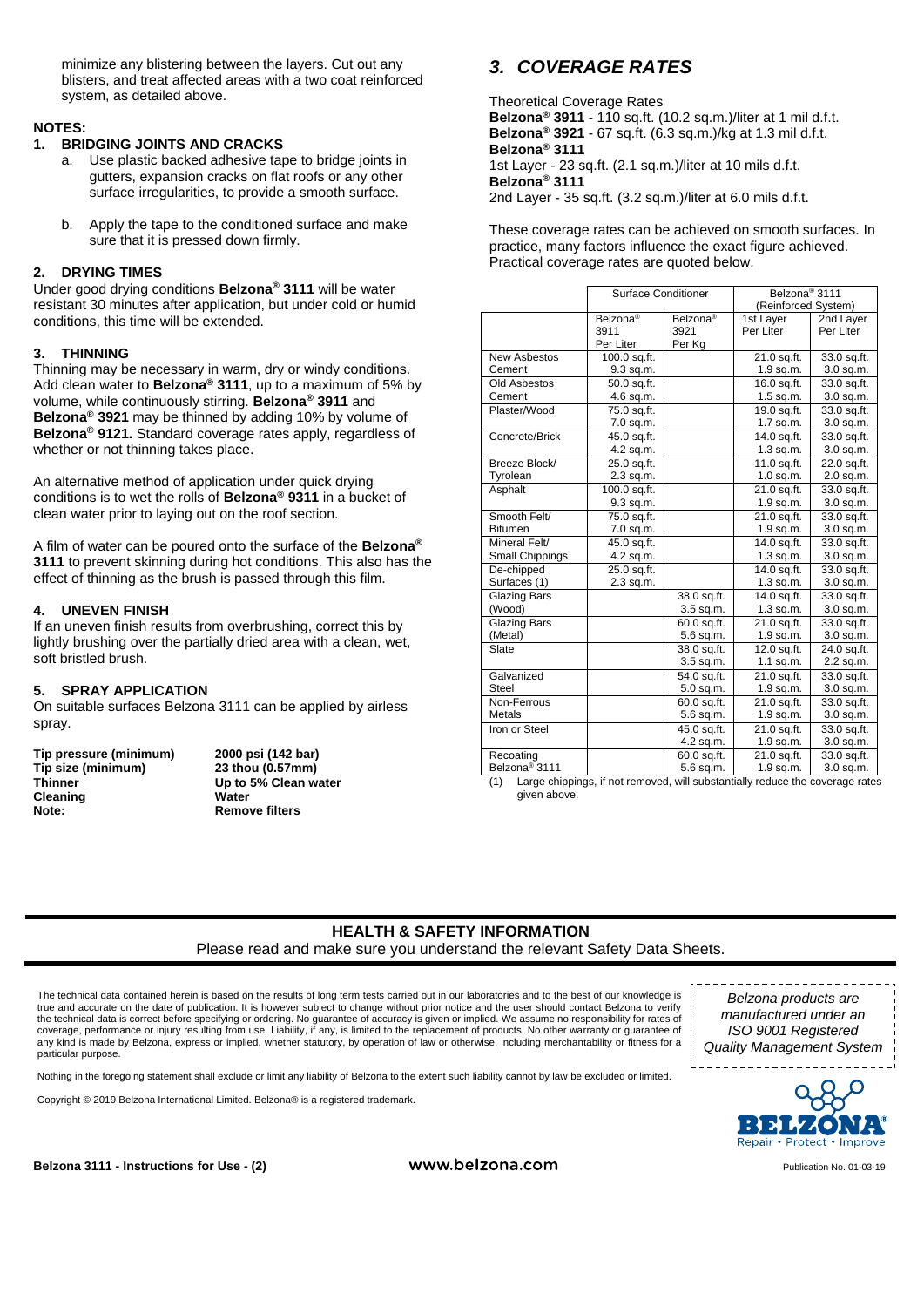minimize any blistering between the layers. Cut out any blisters, and treat affected areas with a two coat reinforced system, as detailed above.

**NOTES:**

1. **BRIDGING JOINTS AND CRACKS**
   a. Use plastic backed adhesive tape to bridge joints in gutters, expansion cracks on flat roofs or any other surface irregularities, to provide a smooth surface.

   b. Apply the tape to the conditioned surface and make sure that it is pressed down firmly.

**2. DRYING TIMES**

Under good drying conditions **Belzona® 3111** will be water resistant 30 minutes after application, but under cold or humid conditions, this time will be extended.

**3. THINNING**

Thinning may be necessary in warm, dry or windy conditions. Add clean water to **Belzona® 3111**, up to a maximum of 5% by volume, while continuously stirring. **Belzona® 3911** and **Belzona® 3921** may be thinned by adding 10% by volume of **Belzona® 9121.** Standard coverage rates apply, regardless of whether or not thinning takes place.

An alternative method of application under quick drying conditions is to wet the rolls of **Belzona® 9311** in a bucket of clean water prior to laying out on the roof section.

A film of water can be poured onto the surface of the **Belzona® 3111** to prevent skinning during hot conditions. This also has the effect of thinning as the brush is passed through this film.

**4. UNEVEN FINISH**

If an uneven finish results from overbrushing, correct this by lightly brushing over the partially dried area with a clean, wet, soft bristled brush.

**5. SPRAY APPLICATION**

On suitable surfaces Belzona 3111 can be applied by airless spray.

| | |
|---|---|
| **Tip pressure (minimum)** | **2000 psi (142 bar)** |
| **Tip size (minimum)** | **23 thou (0.57mm)** |
| **Thinner** | **Up to 5% Clean water** |
| **Cleaning** | **Water** |
| **Note:** | **Remove filters** |

## 3. COVERAGE RATES

Theoretical Coverage Rates
**Belzona® 3911** - 110 sq.ft. (10.2 sq.m.)/liter at 1 mil d.f.t.
**Belzona® 3921** - 67 sq.ft. (6.3 sq.m.)/kg at 1.3 mil d.f.t.
**Belzona® 3111**
1st Layer - 23 sq.ft. (2.1 sq.m.)/liter at 10 mils d.f.t.
**Belzona® 3111**
2nd Layer - 35 sq.ft. (3.2 sq.m.)/liter at 6.0 mils d.f.t.

These coverage rates can be achieved on smooth surfaces. In practice, many factors influence the exact figure achieved. Practical coverage rates are quoted below.

| | Surface Conditioner | | Belzona® 3111 (Reinforced System) | |
|---|---|---|---|---|
| | Belzona® 3911 Per Liter | Belzona® 3921 Per Kg | 1st Layer Per Liter | 2nd Layer Per Liter |
| New Asbestos Cement | 100.0 sq.ft. 9.3 sq.m. | | 21.0 sq.ft. 1.9 sq.m. | 33.0 sq.ft. 3.0 sq.m. |
| Old Asbestos Cement | 50.0 sq.ft. 4.6 sq.m. | | 16.0 sq.ft. 1.5 sq.m. | 33.0 sq.ft. 3.0 sq.m. |
| Plaster/Wood | 75.0 sq.ft. 7.0 sq.m. | | 19.0 sq.ft. 1.7 sq.m. | 33.0 sq.ft. 3.0 sq.m. |
| Concrete/Brick | 45.0 sq.ft. 4.2 sq.m. | | 14.0 sq.ft. 1.3 sq.m. | 33.0 sq.ft. 3.0 sq.m. |
| Breeze Block/ Tyrolean | 25.0 sq.ft. 2.3 sq.m. | | 11.0 sq.ft. 1.0 sq.m. | 22.0 sq.ft. 2.0 sq.m. |
| Asphalt | 100.0 sq.ft. 9.3 sq.m. | | 21.0 sq.ft. 1.9 sq.m. | 33.0 sq.ft. 3.0 sq.m. |
| Smooth Felt/ Bitumen | 75.0 sq.ft. 7.0 sq.m. | | 21.0 sq.ft. 1.9 sq.m. | 33.0 sq.ft. 3.0 sq.m. |
| Mineral Felt/ Small Chippings | 45.0 sq.ft. 4.2 sq.m. | | 14.0 sq.ft. 1.3 sq.m. | 33.0 sq.ft. 3.0 sq.m. |
| De-chipped Surfaces (1) | 25.0 sq.ft. 2.3 sq.m. | | 14.0 sq.ft. 1.3 sq.m. | 33.0 sq.ft. 3.0 sq.m. |
| Glazing Bars (Wood) | | 38.0 sq.ft. 3.5 sq.m. | 14.0 sq.ft. 1.3 sq.m. | 33.0 sq.ft. 3.0 sq.m. |
| Glazing Bars (Metal) | | 60.0 sq.ft. 5.6 sq.m. | 21.0 sq.ft. 1.9 sq.m. | 33.0 sq.ft. 3.0 sq.m. |
| Slate | | 38.0 sq.ft. 3.5 sq.m. | 12.0 sq.ft. 1.1 sq.m. | 24.0 sq.ft. 2.2 sq.m. |
| Galvanized Steel | | 54.0 sq.ft. 5.0 sq.m. | 21.0 sq.ft. 1.9 sq.m. | 33.0 sq.ft. 3.0 sq.m. |
| Non-Ferrous Metals | | 60.0 sq.ft. 5.6 sq.m. | 21.0 sq.ft. 1.9 sq.m. | 33.0 sq.ft. 3.0 sq.m. |
| Iron or Steel | | 45.0 sq.ft. 4.2 sq.m. | 21.0 sq.ft. 1.9 sq.m. | 33.0 sq.ft. 3.0 sq.m. |
| Recoating Belzona® 3111 | | 60.0 sq.ft. 5.6 sq.m. | 21.0 sq.ft. 1.9 sq.m. | 33.0 sq.ft. 3.0 sq.m. |

(1) Large chippings, if not removed, will substantially reduce the coverage rates given above.

## HEALTH & SAFETY INFORMATION

Please read and make sure you understand the relevant Safety Data Sheets.

The technical data contained herein is based on the results of long term tests carried out in our laboratories and to the best of our knowledge is true and accurate on the date of publication. It is however subject to change without prior notice and the user should contact Belzona to verify the technical data is correct before specifying or ordering. No guarantee of accuracy is given or implied. We assume no responsibility for rates of coverage, performance or injury resulting from use. Liability, if any, is limited to the replacement of products. No other warranty or guarantee of any kind is made by Belzona, express or implied, whether statutory, by operation of law or otherwise, including merchantability or fitness for a particular purpose.

Nothing in the foregoing statement shall exclude or limit any liability of Belzona to the extent such liability cannot by law be excluded or limited.

Copyright © 2019 Belzona International Limited. Belzona® is a registered trademark.

*Belzona products are manufactured under an ISO 9001 Registered Quality Management System*

BELZONA® Repair • Protect • Improve

Belzona 3111 - Instructions for Use - (2) www.belzona.com Publication No. 01-03-19